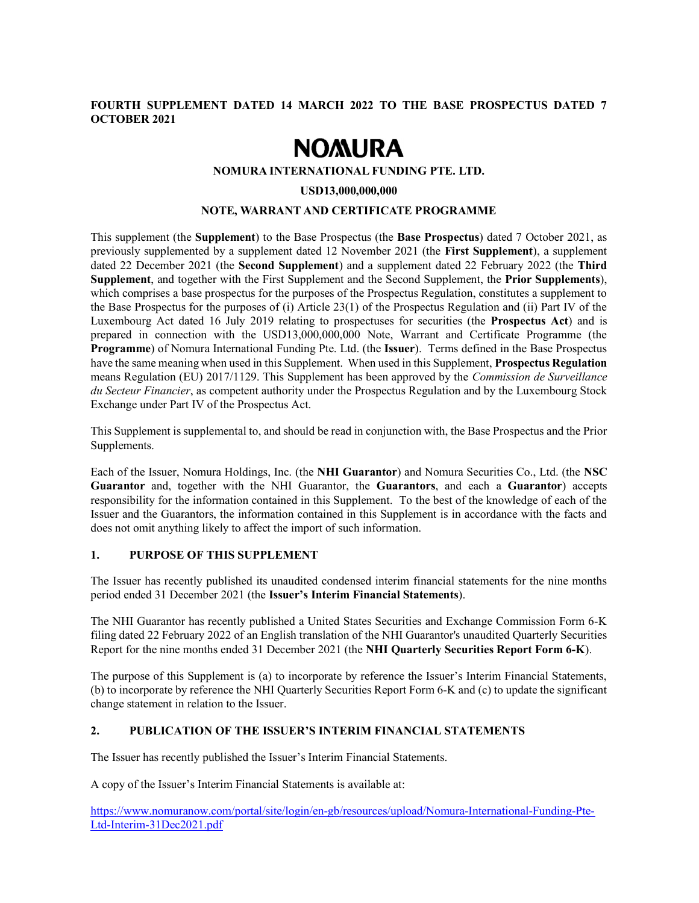**FOURTH SUPPLEMENT DATED 14 MARCH 2022 TO THE BASE PROSPECTUS DATED 7 OCTOBER 2021**

# NOMURA

**NOMURA INTERNATIONAL FUNDING PTE. LTD.**

**USD13,000,000,000**

**NOTE, WARRANT AND CERTIFICATE PROGRAMME**

This supplement (the **Supplement**) to the Base Prospectus (the **Base Prospectus**) dated 7 October 2021, as previously supplemented by a supplement dated 12 November 2021 (the **First Supplement**), a supplement dated 22 December 2021 (the **Second Supplement**) and a supplement dated 22 February 2022 (the **Third Supplement**, and together with the First Supplement and the Second Supplement, the **Prior Supplements**), which comprises a base prospectus for the purposes of the Prospectus Regulation, constitutes a supplement to the Base Prospectus for the purposes of (i) Article 23(1) of the Prospectus Regulation and (ii) Part IV of the Luxembourg Act dated 16 July 2019 relating to prospectuses for securities (the **Prospectus Act**) and is prepared in connection with the USD13,000,000,000 Note, Warrant and Certificate Programme (the **Programme**) of Nomura International Funding Pte. Ltd. (the **Issuer**). Terms defined in the Base Prospectus have the same meaning when used in this Supplement. When used in this Supplement, **Prospectus Regulation** means Regulation (EU) 2017/1129. This Supplement has been approved by the *Commission de Surveillance du Secteur Financier*, as competent authority under the Prospectus Regulation and by the Luxembourg Stock Exchange under Part IV of the Prospectus Act.

This Supplement is supplemental to, and should be read in conjunction with, the Base Prospectus and the Prior Supplements.

Each of the Issuer, Nomura Holdings, Inc. (the **NHI Guarantor**) and Nomura Securities Co., Ltd. (the **NSC Guarantor** and, together with the NHI Guarantor, the **Guarantors**, and each a **Guarantor**) accepts responsibility for the information contained in this Supplement. To the best of the knowledge of each of the Issuer and the Guarantors, the information contained in this Supplement is in accordance with the facts and does not omit anything likely to affect the import of such information.

## 1. PURPOSE OF THIS SUPPLEMENT

The Issuer has recently published its unaudited condensed interim financial statements for the nine months period ended 31 December 2021 (the **Issuer's Interim Financial Statements**).

The NHI Guarantor has recently published a United States Securities and Exchange Commission Form 6-K filing dated 22 February 2022 of an English translation of the NHI Guarantor's unaudited Quarterly Securities Report for the nine months ended 31 December 2021 (the **NHI Quarterly Securities Report Form 6-K**).

The purpose of this Supplement is (a) to incorporate by reference the Issuer's Interim Financial Statements, (b) to incorporate by reference the NHI Quarterly Securities Report Form 6-K and (c) to update the significant change statement in relation to the Issuer.

## 2. PUBLICATION OF THE ISSUER'S INTERIM FINANCIAL STATEMENTS

The Issuer has recently published the Issuer's Interim Financial Statements.

A copy of the Issuer's Interim Financial Statements is available at:

https://www.nomuranow.com/portal/site/login/en-gb/resources/upload/Nomura-International-Funding-Pte-Ltd-Interim-31Dec2021.pdf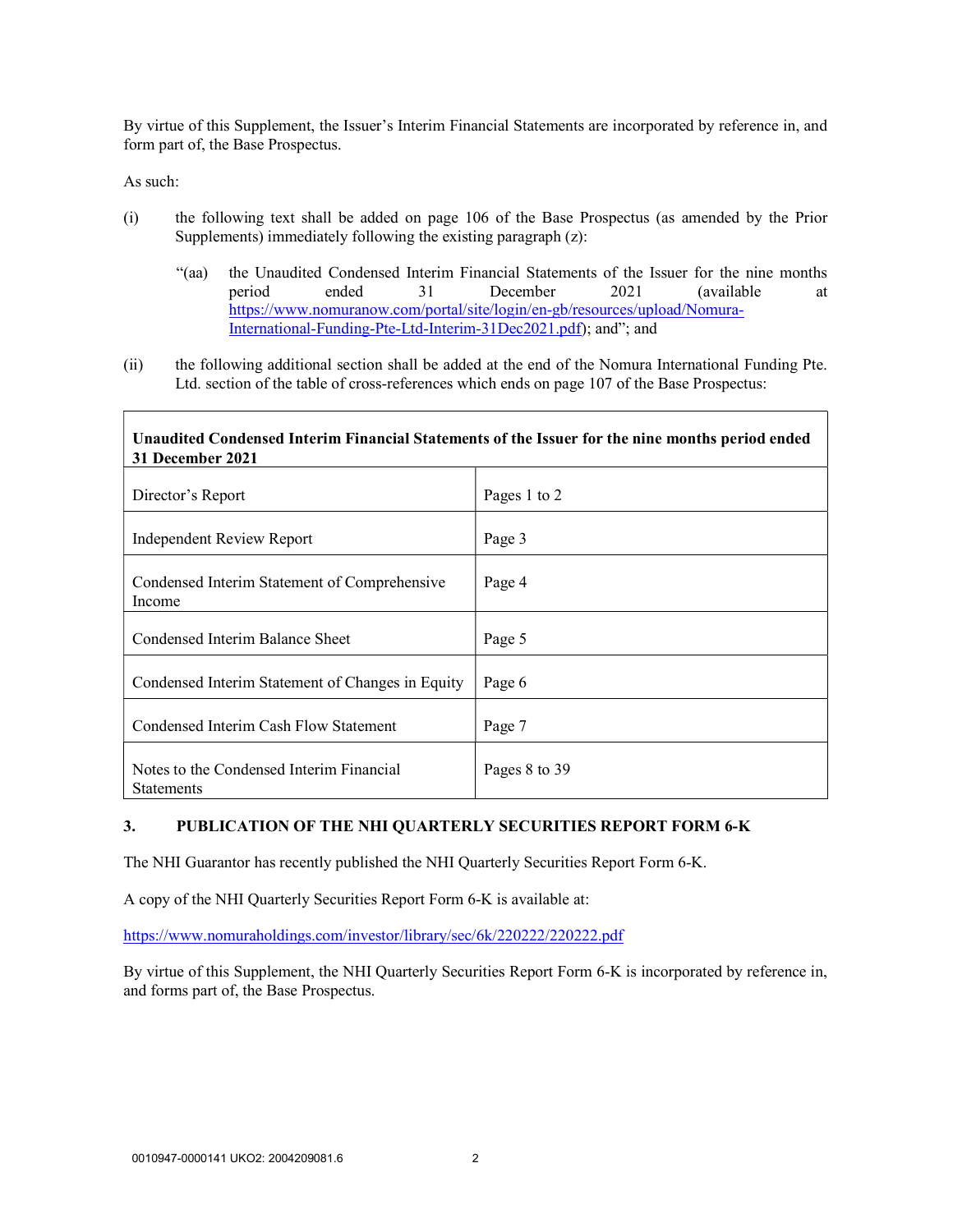By virtue of this Supplement, the Issuer's Interim Financial Statements are incorporated by reference in, and form part of, the Base Prospectus.

As such:

(i) the following text shall be added on page 106 of the Base Prospectus (as amended by the Prior Supplements) immediately following the existing paragraph (z):

> "(aa) the Unaudited Condensed Interim Financial Statements of the Issuer for the nine months period ended 31 December 2021 (available at https://www.nomuranow.com/portal/site/login/en-gb/resources/upload/Nomura-International-Funding-Pte-Ltd-Interim-31Dec2021.pdf); and"; and

(ii) the following additional section shall be added at the end of the Nomura International Funding Pte. Ltd. section of the table of cross-references which ends on page 107 of the Base Prospectus:

| **Unaudited Condensed Interim Financial Statements of the Issuer for the nine months period ended 31 December 2021** | |
|---|---|
| Director's Report | Pages 1 to 2 |
| Independent Review Report | Page 3 |
| Condensed Interim Statement of Comprehensive Income | Page 4 |
| Condensed Interim Balance Sheet | Page 5 |
| Condensed Interim Statement of Changes in Equity | Page 6 |
| Condensed Interim Cash Flow Statement | Page 7 |
| Notes to the Condensed Interim Financial Statements | Pages 8 to 39 |

## 3. PUBLICATION OF THE NHI QUARTERLY SECURITIES REPORT FORM 6-K

The NHI Guarantor has recently published the NHI Quarterly Securities Report Form 6-K.

A copy of the NHI Quarterly Securities Report Form 6-K is available at:

https://www.nomuraholdings.com/investor/library/sec/6k/220222/220222.pdf

By virtue of this Supplement, the NHI Quarterly Securities Report Form 6-K is incorporated by reference in, and forms part of, the Base Prospectus.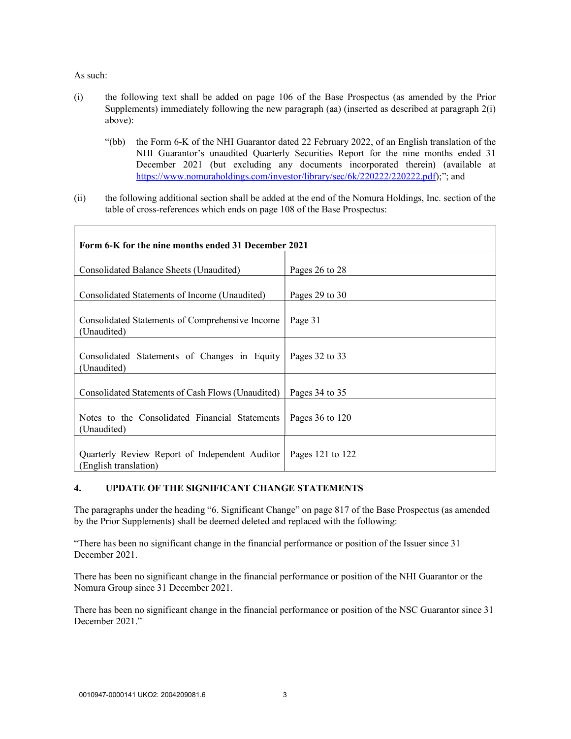As such:

(i) the following text shall be added on page 106 of the Base Prospectus (as amended by the Prior Supplements) immediately following the new paragraph (aa) (inserted as described at paragraph 2(i) above):

> "(bb) the Form 6-K of the NHI Guarantor dated 22 February 2022, of an English translation of the NHI Guarantor's unaudited Quarterly Securities Report for the nine months ended 31 December 2021 (but excluding any documents incorporated therein) (available at https://www.nomuraholdings.com/investor/library/sec/6k/220222/220222.pdf);"; and

(ii) the following additional section shall be added at the end of the Nomura Holdings, Inc. section of the table of cross-references which ends on page 108 of the Base Prospectus:

| **Form 6-K for the nine months ended 31 December 2021** | |
|---|---|
| Consolidated Balance Sheets (Unaudited) | Pages 26 to 28 |
| Consolidated Statements of Income (Unaudited) | Pages 29 to 30 |
| Consolidated Statements of Comprehensive Income (Unaudited) | Page 31 |
| Consolidated Statements of Changes in Equity (Unaudited) | Pages 32 to 33 |
| Consolidated Statements of Cash Flows (Unaudited) | Pages 34 to 35 |
| Notes to the Consolidated Financial Statements (Unaudited) | Pages 36 to 120 |
| Quarterly Review Report of Independent Auditor (English translation) | Pages 121 to 122 |

## 4. UPDATE OF THE SIGNIFICANT CHANGE STATEMENTS

The paragraphs under the heading "6. Significant Change" on page 817 of the Base Prospectus (as amended by the Prior Supplements) shall be deemed deleted and replaced with the following:

"There has been no significant change in the financial performance or position of the Issuer since 31 December 2021.

There has been no significant change in the financial performance or position of the NHI Guarantor or the Nomura Group since 31 December 2021.

There has been no significant change in the financial performance or position of the NSC Guarantor since 31 December 2021."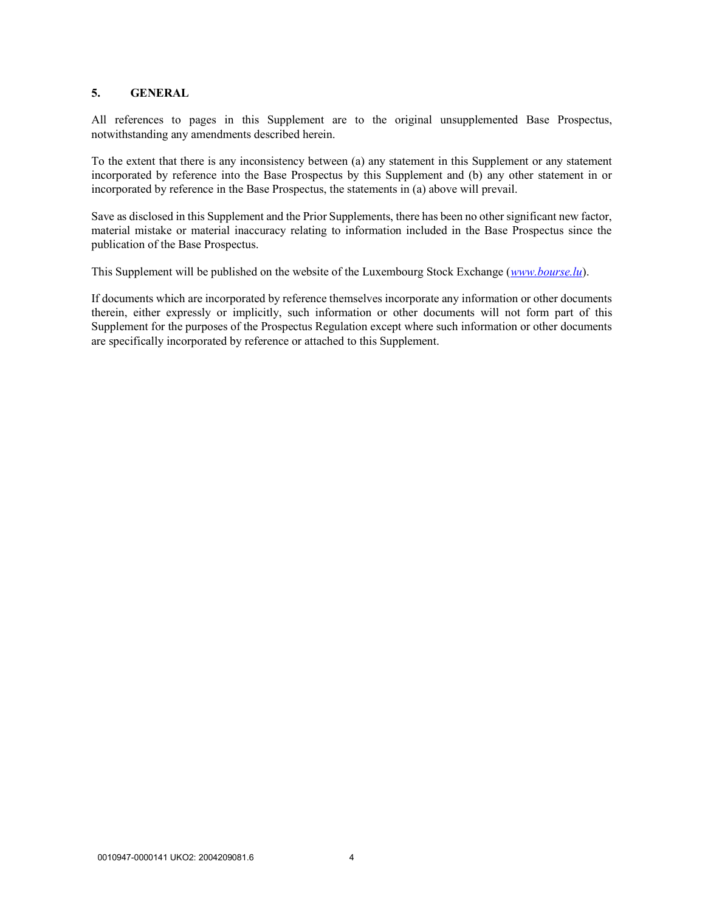## 5. GENERAL

All references to pages in this Supplement are to the original unsupplemented Base Prospectus, notwithstanding any amendments described herein.

To the extent that there is any inconsistency between (a) any statement in this Supplement or any statement incorporated by reference into the Base Prospectus by this Supplement and (b) any other statement in or incorporated by reference in the Base Prospectus, the statements in (a) above will prevail.

Save as disclosed in this Supplement and the Prior Supplements, there has been no other significant new factor, material mistake or material inaccuracy relating to information included in the Base Prospectus since the publication of the Base Prospectus.

This Supplement will be published on the website of the Luxembourg Stock Exchange (*www.bourse.lu*).

If documents which are incorporated by reference themselves incorporate any information or other documents therein, either expressly or implicitly, such information or other documents will not form part of this Supplement for the purposes of the Prospectus Regulation except where such information or other documents are specifically incorporated by reference or attached to this Supplement.